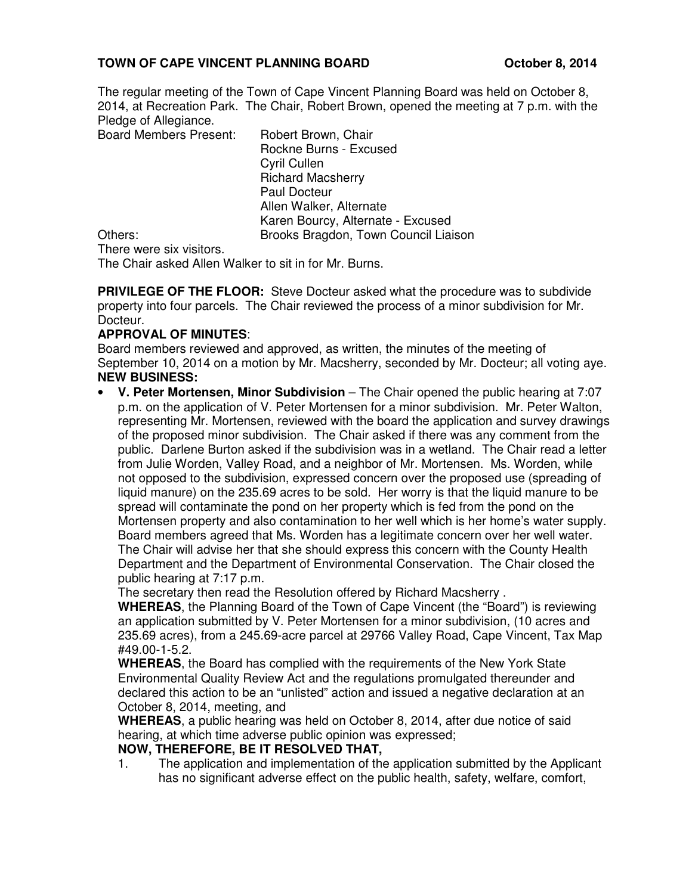**TOWN OF CAPE VINCENT PLANNING BOARD** **October 8, 2014**

The regular meeting of the Town of Cape Vincent Planning Board was held on October 8, 2014, at Recreation Park. The Chair, Robert Brown, opened the meeting at 7 p.m. with the Pledge of Allegiance.

Board Members Present: Robert Brown, Chair
Rockne Burns - Excused
Cyril Cullen
Richard Macsherry
Paul Docteur
Allen Walker, Alternate
Karen Bourcy, Alternate - Excused

Others: Brooks Bragdon, Town Council Liaison

There were six visitors.

The Chair asked Allen Walker to sit in for Mr. Burns.

**PRIVILEGE OF THE FLOOR:** Steve Docteur asked what the procedure was to subdivide property into four parcels. The Chair reviewed the process of a minor subdivision for Mr. Docteur.

**APPROVAL OF MINUTES**:

Board members reviewed and approved, as written, the minutes of the meeting of September 10, 2014 on a motion by Mr. Macsherry, seconded by Mr. Docteur; all voting aye.

**NEW BUSINESS:**

- **V. Peter Mortensen, Minor Subdivision** – The Chair opened the public hearing at 7:07 p.m. on the application of V. Peter Mortensen for a minor subdivision. Mr. Peter Walton, representing Mr. Mortensen, reviewed with the board the application and survey drawings of the proposed minor subdivision. The Chair asked if there was any comment from the public. Darlene Burton asked if the subdivision was in a wetland. The Chair read a letter from Julie Worden, Valley Road, and a neighbor of Mr. Mortensen. Ms. Worden, while not opposed to the subdivision, expressed concern over the proposed use (spreading of liquid manure) on the 235.69 acres to be sold. Her worry is that the liquid manure to be spread will contaminate the pond on her property which is fed from the pond on the Mortensen property and also contamination to her well which is her home's water supply. Board members agreed that Ms. Worden has a legitimate concern over her well water. The Chair will advise her that she should express this concern with the County Health Department and the Department of Environmental Conservation. The Chair closed the public hearing at 7:17 p.m.

  The secretary then read the Resolution offered by Richard Macsherry .

  **WHEREAS**, the Planning Board of the Town of Cape Vincent (the "Board") is reviewing an application submitted by V. Peter Mortensen for a minor subdivision, (10 acres and 235.69 acres), from a 245.69-acre parcel at 29766 Valley Road, Cape Vincent, Tax Map #49.00-1-5.2.

  **WHEREAS**, the Board has complied with the requirements of the New York State Environmental Quality Review Act and the regulations promulgated thereunder and declared this action to be an "unlisted" action and issued a negative declaration at an October 8, 2014, meeting, and

  **WHEREAS**, a public hearing was held on October 8, 2014, after due notice of said hearing, at which time adverse public opinion was expressed;

  **NOW, THEREFORE, BE IT RESOLVED THAT,**

  1. The application and implementation of the application submitted by the Applicant has no significant adverse effect on the public health, safety, welfare, comfort,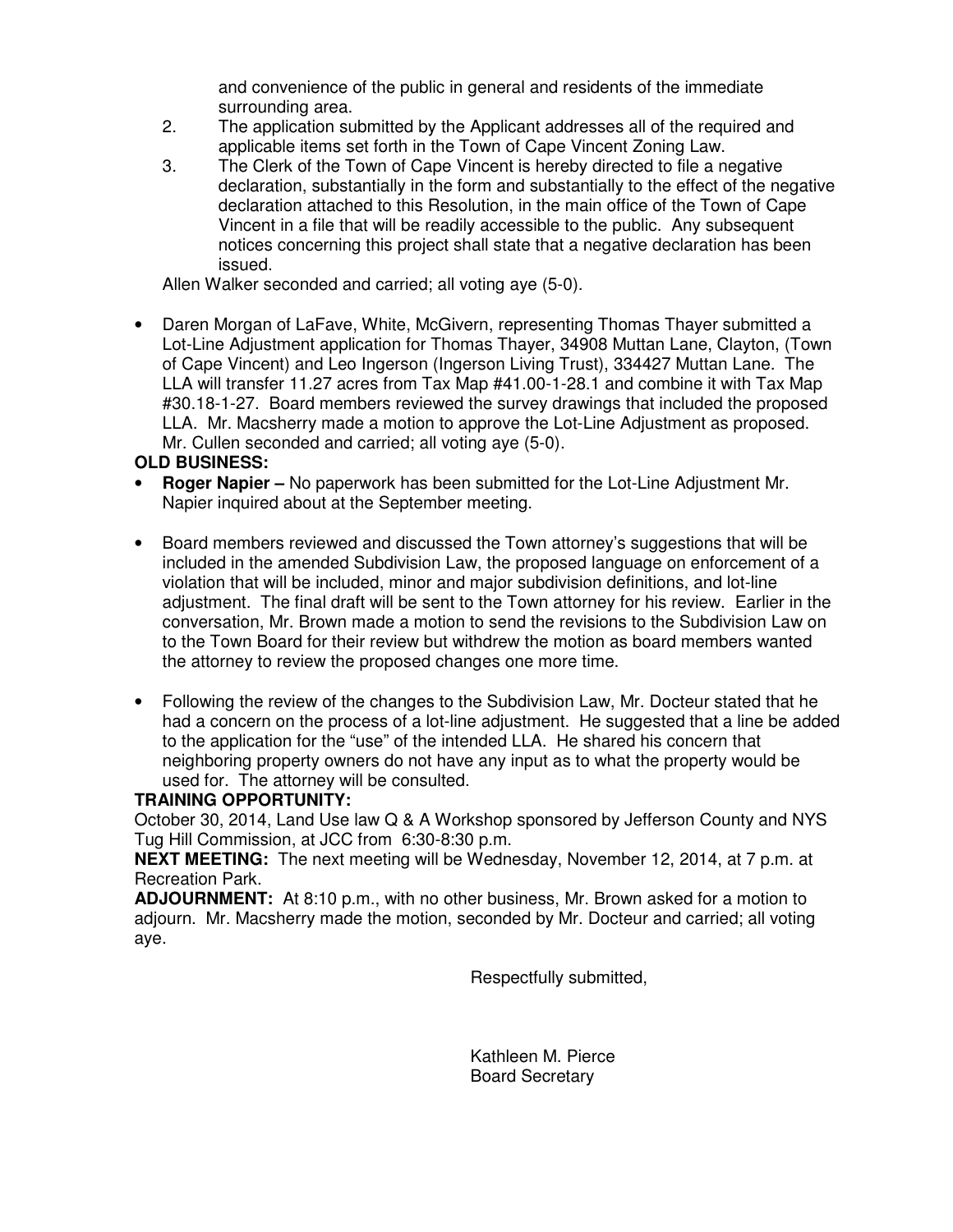and convenience of the public in general and residents of the immediate surrounding area.

2. The application submitted by the Applicant addresses all of the required and applicable items set forth in the Town of Cape Vincent Zoning Law.
3. The Clerk of the Town of Cape Vincent is hereby directed to file a negative declaration, substantially in the form and substantially to the effect of the negative declaration attached to this Resolution, in the main office of the Town of Cape Vincent in a file that will be readily accessible to the public. Any subsequent notices concerning this project shall state that a negative declaration has been issued.

Allen Walker seconded and carried; all voting aye (5-0).

- Daren Morgan of LaFave, White, McGivern, representing Thomas Thayer submitted a Lot-Line Adjustment application for Thomas Thayer, 34908 Muttan Lane, Clayton, (Town of Cape Vincent) and Leo Ingerson (Ingerson Living Trust), 334427 Muttan Lane. The LLA will transfer 11.27 acres from Tax Map #41.00-1-28.1 and combine it with Tax Map #30.18-1-27. Board members reviewed the survey drawings that included the proposed LLA. Mr. Macsherry made a motion to approve the Lot-Line Adjustment as proposed. Mr. Cullen seconded and carried; all voting aye (5-0).

**OLD BUSINESS:**

- **Roger Napier –** No paperwork has been submitted for the Lot-Line Adjustment Mr. Napier inquired about at the September meeting.

- Board members reviewed and discussed the Town attorney's suggestions that will be included in the amended Subdivision Law, the proposed language on enforcement of a violation that will be included, minor and major subdivision definitions, and lot-line adjustment. The final draft will be sent to the Town attorney for his review. Earlier in the conversation, Mr. Brown made a motion to send the revisions to the Subdivision Law on to the Town Board for their review but withdrew the motion as board members wanted the attorney to review the proposed changes one more time.

- Following the review of the changes to the Subdivision Law, Mr. Docteur stated that he had a concern on the process of a lot-line adjustment. He suggested that a line be added to the application for the "use" of the intended LLA. He shared his concern that neighboring property owners do not have any input as to what the property would be used for. The attorney will be consulted.

**TRAINING OPPORTUNITY:**

October 30, 2014, Land Use law Q & A Workshop sponsored by Jefferson County and NYS Tug Hill Commission, at JCC from 6:30-8:30 p.m.

**NEXT MEETING:** The next meeting will be Wednesday, November 12, 2014, at 7 p.m. at Recreation Park.

**ADJOURNMENT:** At 8:10 p.m., with no other business, Mr. Brown asked for a motion to adjourn. Mr. Macsherry made the motion, seconded by Mr. Docteur and carried; all voting aye.

Respectfully submitted,

Kathleen M. Pierce
Board Secretary